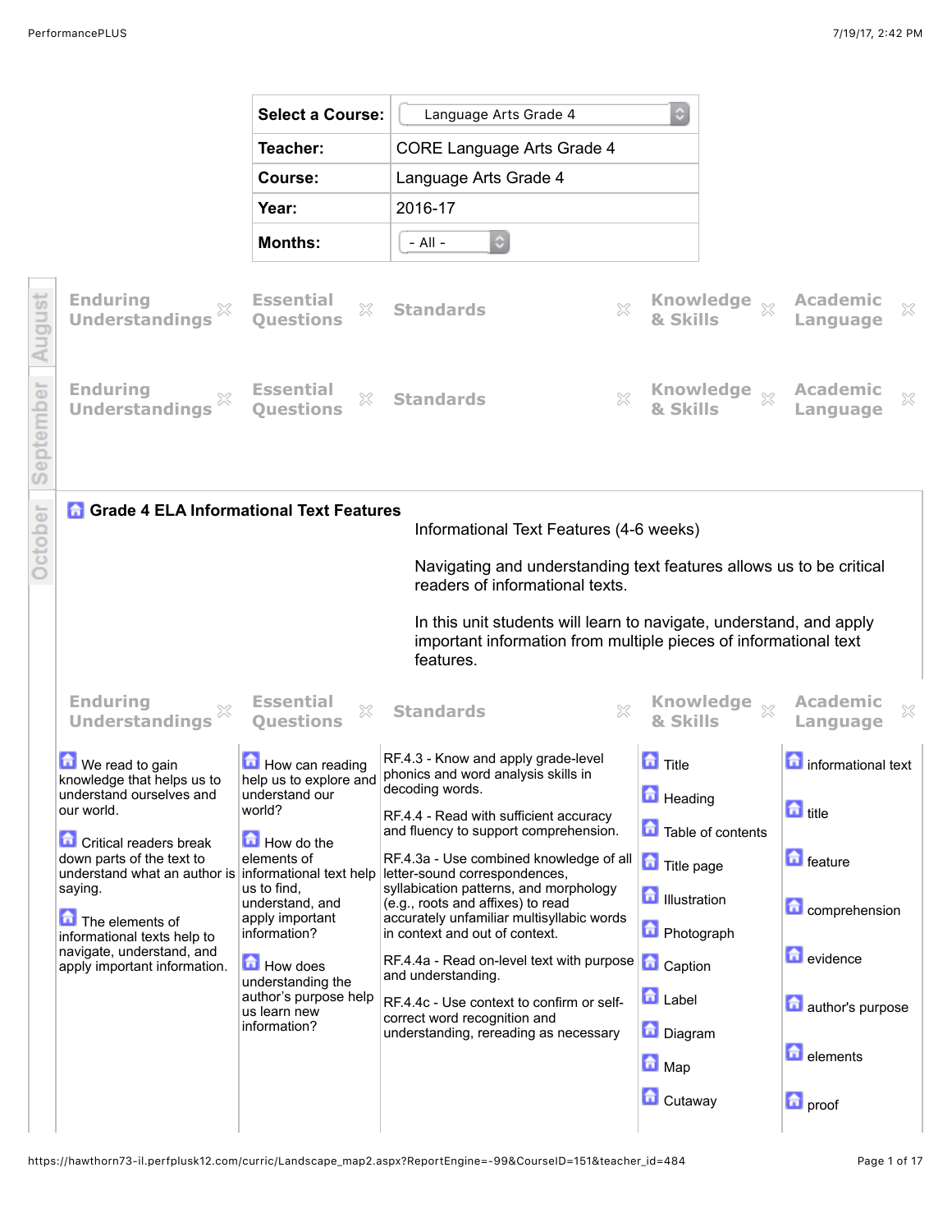| Select a Course: | Language Arts Grade 4 |
|---|---|
| Teacher: | CORE Language Arts Grade 4 |
| Course: | Language Arts Grade 4 |
| Year: | 2016-17 |
| Months: | - All - |

## August

| Enduring Understandings | Essential Questions | Standards | Knowledge & Skills | Academic Language |
|---|---|---|---|---|

## September

| Enduring Understandings | Essential Questions | Standards | Knowledge & Skills | Academic Language |
|---|---|---|---|---|

## October

### Grade 4 ELA Informational Text Features

Informational Text Features (4-6 weeks)

Navigating and understanding text features allows us to be critical readers of informational texts.

In this unit students will learn to navigate, understand, and apply important information from multiple pieces of informational text features.

| Enduring Understandings | Essential Questions | Standards | Knowledge & Skills | Academic Language |
|---|---|---|---|---|
| We read to gain knowledge that helps us to understand ourselves and our world.<br><br>Critical readers break down parts of the text to understand what an author is saying.<br><br>The elements of informational texts help to navigate, understand, and apply important information. | How can reading help us to explore and understand our world?<br><br>How do the elements of informational text help us to find, understand, and apply important information?<br><br>How does understanding the author's purpose help us learn new information? | RF.4.3 - Know and apply grade-level phonics and word analysis skills in decoding words.<br><br>RF.4.4 - Read with sufficient accuracy and fluency to support comprehension.<br><br>RF.4.3a - Use combined knowledge of all letter-sound correspondences, syllabication patterns, and morphology (e.g., roots and affixes) to read accurately unfamiliar multisyllabic words in context and out of context.<br><br>RF.4.4a - Read on-level text with purpose and understanding.<br><br>RF.4.4c - Use context to confirm or self-correct word recognition and understanding, rereading as necessary | Title<br><br>Heading<br><br>Table of contents<br><br>Title page<br><br>Illustration<br><br>Photograph<br><br>Caption<br><br>Label<br><br>Diagram<br><br>Map<br><br>Cutaway | informational text<br><br>title<br><br>feature<br><br>comprehension<br><br>evidence<br><br>author's purpose<br><br>elements<br><br>proof |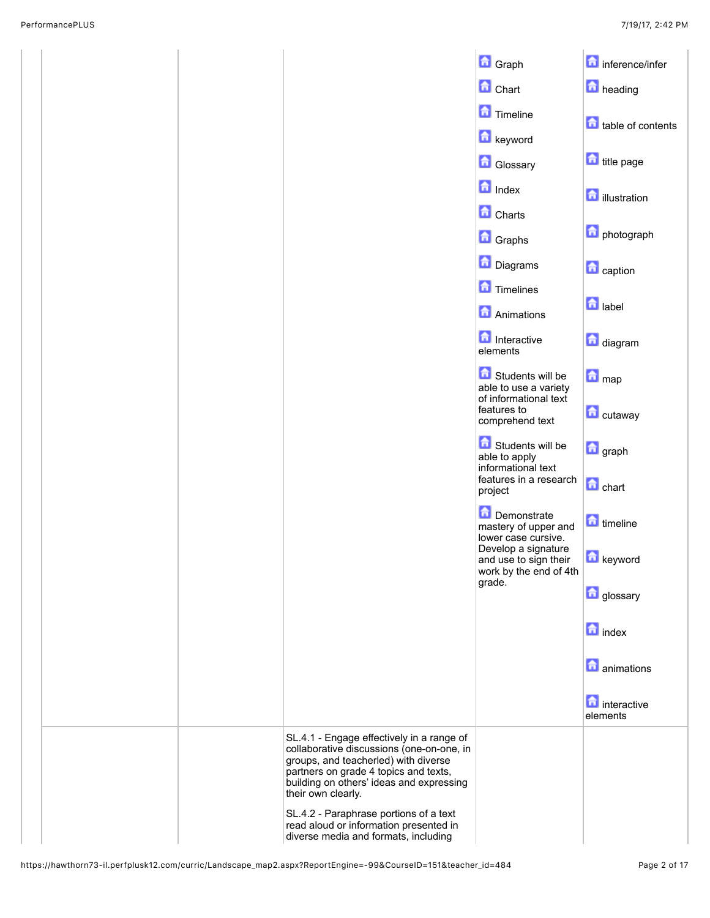| | | | | |
|---|---|---|---|---|
| | | | Graph<br>Chart<br>Timeline<br>keyword<br>Glossary<br>Index<br>Charts<br>Graphs<br>Diagrams<br>Timelines<br>Animations<br>Interactive elements<br>Students will be able to use a variety of informational text features to comprehend text<br>Students will be able to apply informational text features in a research project<br>Demonstrate mastery of upper and lower case cursive. Develop a signature and use to sign their work by the end of 4th grade. | inference/infer<br>heading<br>table of contents<br>title page<br>illustration<br>photograph<br>caption<br>label<br>diagram<br>map<br>cutaway<br>graph<br>chart<br>timeline<br>keyword<br>glossary<br>index<br>animations<br>interactive elements |
| | | SL.4.1 - Engage effectively in a range of collaborative discussions (one-on-one, in groups, and teacherled) with diverse partners on grade 4 topics and texts, building on others' ideas and expressing their own clearly.<br>SL.4.2 - Paraphrase portions of a text read aloud or information presented in diverse media and formats, including | | |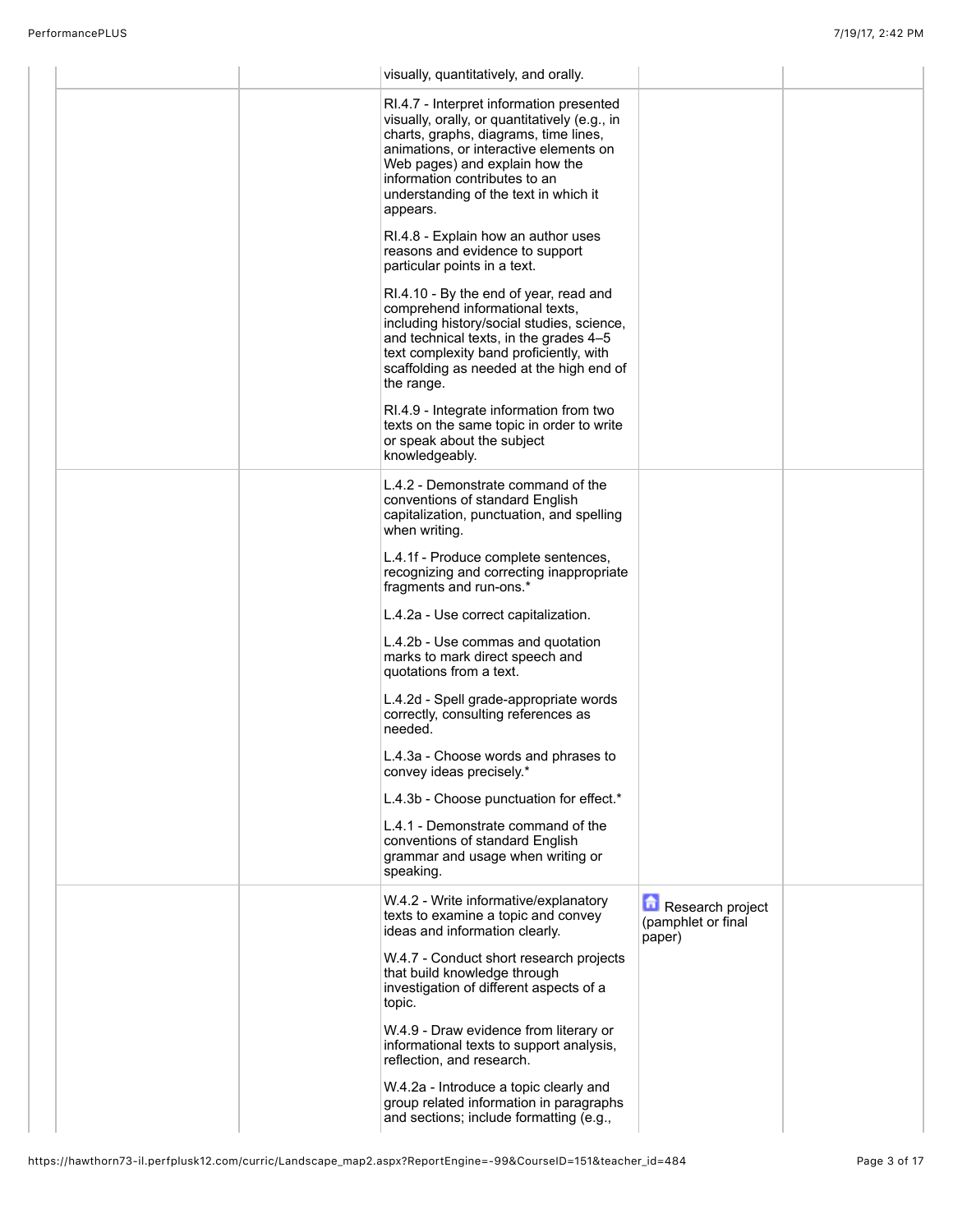| | | | | |
|---|---|---|---|---|
| | | visually, quantitatively, and orally. | | |
| | | RI.4.7 - Interpret information presented visually, orally, or quantitatively (e.g., in charts, graphs, diagrams, time lines, animations, or interactive elements on Web pages) and explain how the information contributes to an understanding of the text in which it appears.<br><br>RI.4.8 - Explain how an author uses reasons and evidence to support particular points in a text.<br><br>RI.4.10 - By the end of year, read and comprehend informational texts, including history/social studies, science, and technical texts, in the grades 4–5 text complexity band proficiently, with scaffolding as needed at the high end of the range.<br><br>RI.4.9 - Integrate information from two texts on the same topic in order to write or speak about the subject knowledgeably. | | |
| | | L.4.2 - Demonstrate command of the conventions of standard English capitalization, punctuation, and spelling when writing.<br><br>L.4.1f - Produce complete sentences, recognizing and correcting inappropriate fragments and run-ons.*<br><br>L.4.2a - Use correct capitalization.<br><br>L.4.2b - Use commas and quotation marks to mark direct speech and quotations from a text.<br><br>L.4.2d - Spell grade-appropriate words correctly, consulting references as needed.<br><br>L.4.3a - Choose words and phrases to convey ideas precisely.*<br><br>L.4.3b - Choose punctuation for effect.*<br><br>L.4.1 - Demonstrate command of the conventions of standard English grammar and usage when writing or speaking. | | |
| | | W.4.2 - Write informative/explanatory texts to examine a topic and convey ideas and information clearly.<br><br>W.4.7 - Conduct short research projects that build knowledge through investigation of different aspects of a topic.<br><br>W.4.9 - Draw evidence from literary or informational texts to support analysis, reflection, and research.<br><br>W.4.2a - Introduce a topic clearly and group related information in paragraphs and sections; include formatting (e.g., | Research project (pamphlet or final paper) | |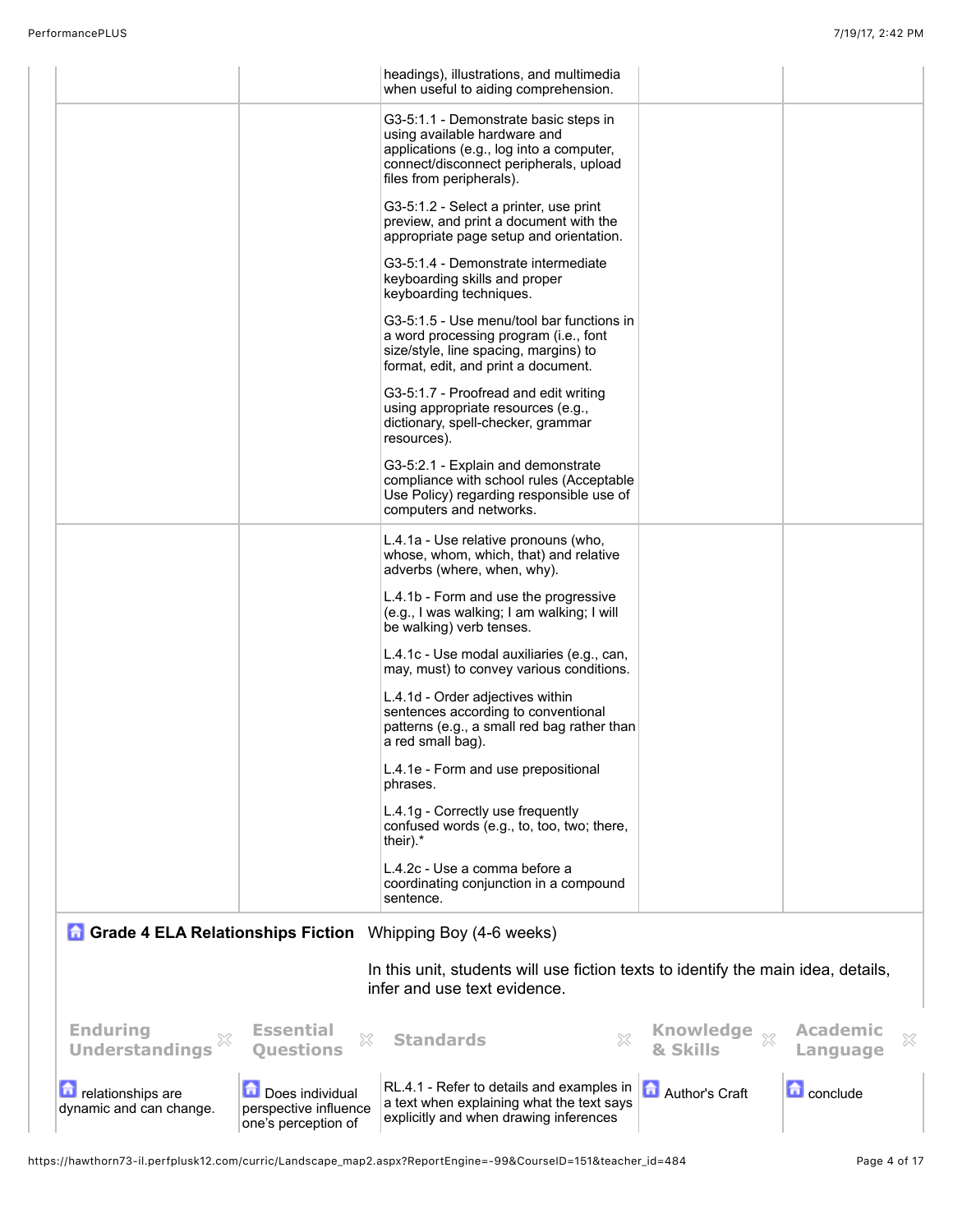| | | | | |
|---|---|---|---|---|
| | | headings), illustrations, and multimedia when useful to aiding comprehension. | | |
| | | G3-5:1.1 - Demonstrate basic steps in using available hardware and applications (e.g., log into a computer, connect/disconnect peripherals, upload files from peripherals).<br><br>G3-5:1.2 - Select a printer, use print preview, and print a document with the appropriate page setup and orientation.<br><br>G3-5:1.4 - Demonstrate intermediate keyboarding skills and proper keyboarding techniques.<br><br>G3-5:1.5 - Use menu/tool bar functions in a word processing program (i.e., font size/style, line spacing, margins) to format, edit, and print a document.<br><br>G3-5:1.7 - Proofread and edit writing using appropriate resources (e.g., dictionary, spell-checker, grammar resources).<br><br>G3-5:2.1 - Explain and demonstrate compliance with school rules (Acceptable Use Policy) regarding responsible use of computers and networks. | | |
| | | L.4.1a - Use relative pronouns (who, whose, whom, which, that) and relative adverbs (where, when, why).<br><br>L.4.1b - Form and use the progressive (e.g., I was walking; I am walking; I will be walking) verb tenses.<br><br>L.4.1c - Use modal auxiliaries (e.g., can, may, must) to convey various conditions.<br><br>L.4.1d - Order adjectives within sentences according to conventional patterns (e.g., a small red bag rather than a red small bag).<br><br>L.4.1e - Form and use prepositional phrases.<br><br>L.4.1g - Correctly use frequently confused words (e.g., to, too, two; there, their).*<br><br>L.4.2c - Use a comma before a coordinating conjunction in a compound sentence. | | |

**Grade 4 ELA Relationships Fiction** Whipping Boy (4-6 weeks)

In this unit, students will use fiction texts to identify the main idea, details, infer and use text evidence.

| Enduring Understandings | Essential Questions | Standards | Knowledge & Skills | Academic Language |
|---|---|---|---|---|
| relationships are dynamic and can change. | Does individual perspective influence one's perception of | RL.4.1 - Refer to details and examples in a text when explaining what the text says explicitly and when drawing inferences | Author's Craft | conclude |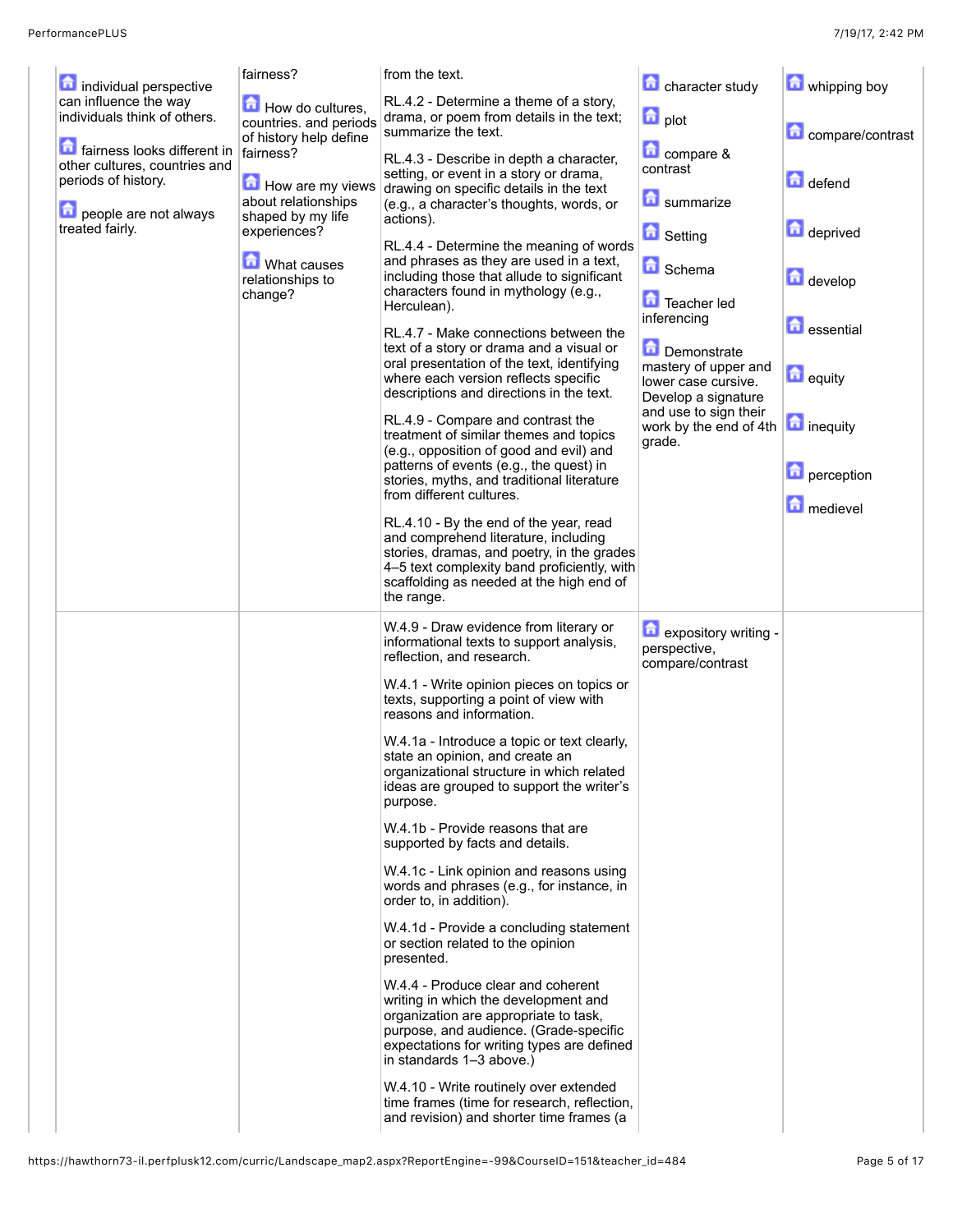| | | | | |
|---|---|---|---|---|
| individual perspective can influence the way individuals think of others.<br><br>fairness looks different in other cultures, countries and periods of history.<br><br>people are not always treated fairly. | fairness?<br><br>How do cultures, countries. and periods of history help define fairness?<br><br>How are my views about relationships shaped by my life experiences?<br><br>What causes relationships to change? | from the text.<br><br>RL.4.2 - Determine a theme of a story, drama, or poem from details in the text; summarize the text.<br><br>RL.4.3 - Describe in depth a character, setting, or event in a story or drama, drawing on specific details in the text (e.g., a character's thoughts, words, or actions).<br><br>RL.4.4 - Determine the meaning of words and phrases as they are used in a text, including those that allude to significant characters found in mythology (e.g., Herculean).<br><br>RL.4.7 - Make connections between the text of a story or drama and a visual or oral presentation of the text, identifying where each version reflects specific descriptions and directions in the text.<br><br>RL.4.9 - Compare and contrast the treatment of similar themes and topics (e.g., opposition of good and evil) and patterns of events (e.g., the quest) in stories, myths, and traditional literature from different cultures.<br><br>RL.4.10 - By the end of the year, read and comprehend literature, including stories, dramas, and poetry, in the grades 4–5 text complexity band proficiently, with scaffolding as needed at the high end of the range. | character study<br><br>plot<br><br>compare & contrast<br><br>summarize<br><br>Setting<br><br>Schema<br><br>Teacher led inferencing<br><br>Demonstrate mastery of upper and lower case cursive. Develop a signature and use to sign their work by the end of 4th grade. | whipping boy<br><br>compare/contrast<br><br>defend<br><br>deprived<br><br>develop<br><br>essential<br><br>equity<br><br>inequity<br><br>perception<br><br>medievel |
| | | W.4.9 - Draw evidence from literary or informational texts to support analysis, reflection, and research.<br><br>W.4.1 - Write opinion pieces on topics or texts, supporting a point of view with reasons and information.<br><br>W.4.1a - Introduce a topic or text clearly, state an opinion, and create an organizational structure in which related ideas are grouped to support the writer's purpose.<br><br>W.4.1b - Provide reasons that are supported by facts and details.<br><br>W.4.1c - Link opinion and reasons using words and phrases (e.g., for instance, in order to, in addition).<br><br>W.4.1d - Provide a concluding statement or section related to the opinion presented.<br><br>W.4.4 - Produce clear and coherent writing in which the development and organization are appropriate to task, purpose, and audience. (Grade-specific expectations for writing types are defined in standards 1–3 above.)<br><br>W.4.10 - Write routinely over extended time frames (time for research, reflection, and revision) and shorter time frames (a | expository writing - perspective, compare/contrast | |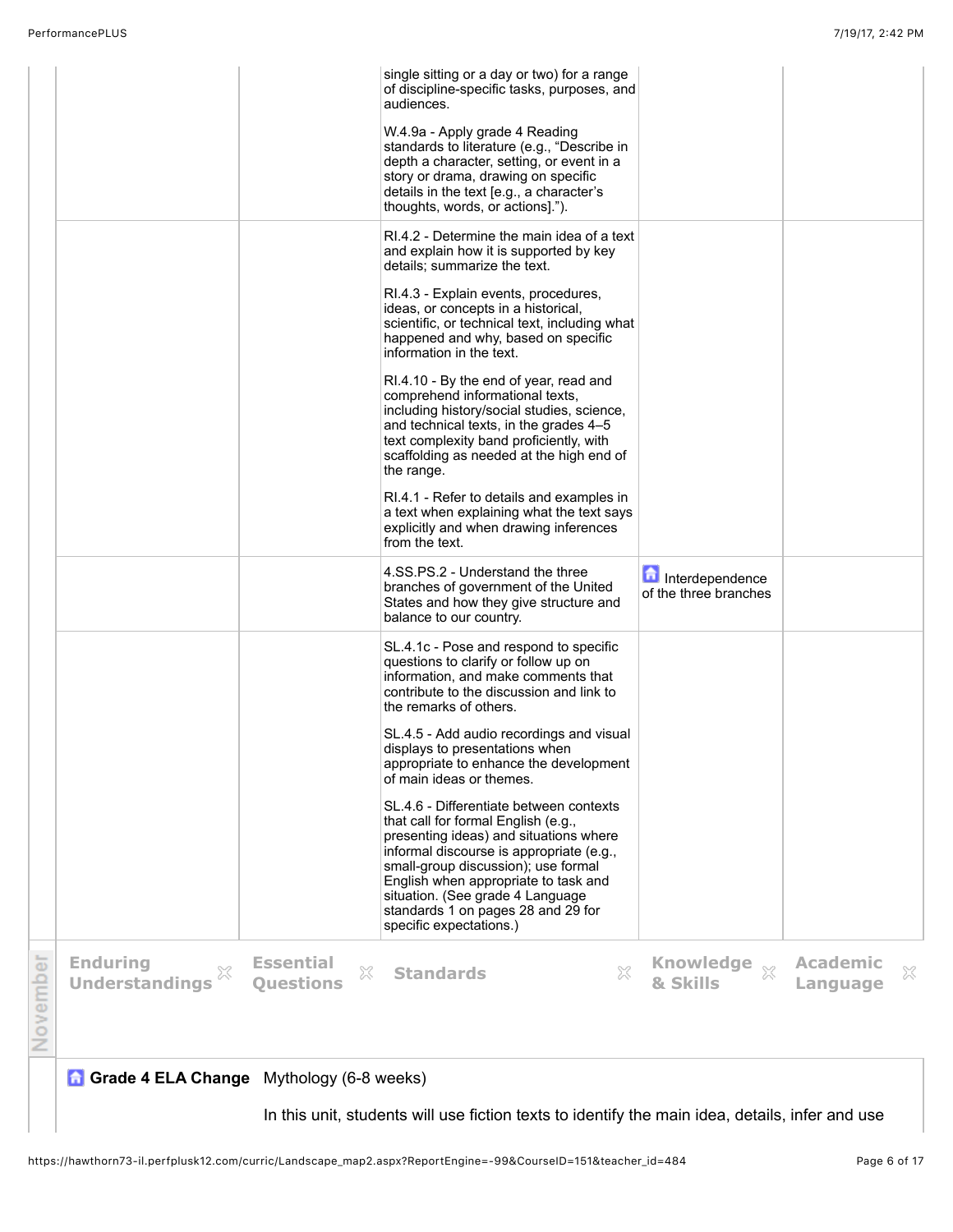| | | | | |
|---|---|---|---|---|
| | | single sitting or a day or two) for a range of discipline-specific tasks, purposes, and audiences.<br><br>W.4.9a - Apply grade 4 Reading standards to literature (e.g., "Describe in depth a character, setting, or event in a story or drama, drawing on specific details in the text [e.g., a character's thoughts, words, or actions].") | | |
| | | RI.4.2 - Determine the main idea of a text and explain how it is supported by key details; summarize the text.<br><br>RI.4.3 - Explain events, procedures, ideas, or concepts in a historical, scientific, or technical text, including what happened and why, based on specific information in the text.<br><br>RI.4.10 - By the end of year, read and comprehend informational texts, including history/social studies, science, and technical texts, in the grades 4–5 text complexity band proficiently, with scaffolding as needed at the high end of the range.<br><br>RI.4.1 - Refer to details and examples in a text when explaining what the text says explicitly and when drawing inferences from the text. | | |
| | | 4.SS.PS.2 - Understand the three branches of government of the United States and how they give structure and balance to our country. | Interdependence of the three branches | |
| | | SL.4.1c - Pose and respond to specific questions to clarify or follow up on information, and make comments that contribute to the discussion and link to the remarks of others.<br><br>SL.4.5 - Add audio recordings and visual displays to presentations when appropriate to enhance the development of main ideas or themes.<br><br>SL.4.6 - Differentiate between contexts that call for formal English (e.g., presenting ideas) and situations where informal discourse is appropriate (e.g., small-group discussion); use formal English when appropriate to task and situation. (See grade 4 Language standards 1 on pages 28 and 29 for specific expectations.) | | |

## November

| Enduring Understandings | Essential Questions | Standards | Knowledge & Skills | Academic Language |
|---|---|---|---|---|

**Grade 4 ELA Change** Mythology (6-8 weeks)

In this unit, students will use fiction texts to identify the main idea, details, infer and use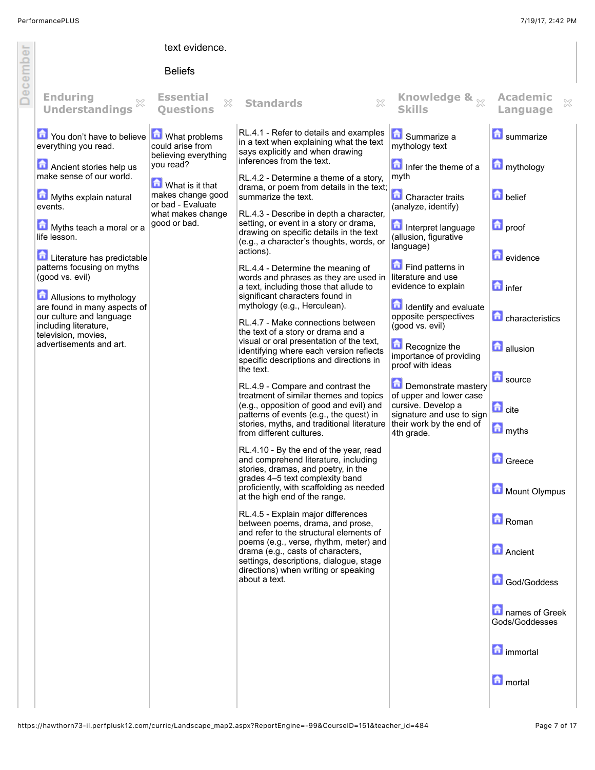text evidence.

Beliefs

| Enduring Understandings | Essential Questions | Standards | Knowledge & Skills | Academic Language |
| --- | --- | --- | --- | --- |
| You don't have to believe everything you read.<br><br>Ancient stories help us make sense of our world.<br><br>Myths explain natural events.<br><br>Myths teach a moral or a life lesson.<br><br>Literature has predictable patterns focusing on myths (good vs. evil)<br><br>Allusions to mythology are found in many aspects of our culture and language including literature, television, movies, advertisements and art. | What problems could arise from believing everything you read?<br><br>What is it that makes change good or bad - Evaluate what makes change good or bad. | RL.4.1 - Refer to details and examples in a text when explaining what the text says explicitly and when drawing inferences from the text.<br><br>RL.4.2 - Determine a theme of a story, drama, or poem from details in the text; summarize the text.<br><br>RL.4.3 - Describe in depth a character, setting, or event in a story or drama, drawing on specific details in the text (e.g., a character's thoughts, words, or actions).<br><br>RL.4.4 - Determine the meaning of words and phrases as they are used in a text, including those that allude to significant characters found in mythology (e.g., Herculean).<br><br>RL.4.7 - Make connections between the text of a story or drama and a visual or oral presentation of the text, identifying where each version reflects specific descriptions and directions in the text.<br><br>RL.4.9 - Compare and contrast the treatment of similar themes and topics (e.g., opposition of good and evil) and patterns of events (e.g., the quest) in stories, myths, and traditional literature from different cultures.<br><br>RL.4.10 - By the end of the year, read and comprehend literature, including stories, dramas, and poetry, in the grades 4–5 text complexity band proficiently, with scaffolding as needed at the high end of the range.<br><br>RL.4.5 - Explain major differences between poems, drama, and prose, and refer to the structural elements of poems (e.g., verse, rhythm, meter) and drama (e.g., casts of characters, settings, descriptions, dialogue, stage directions) when writing or speaking about a text. | Summarize a mythology text<br><br>Infer the theme of a myth<br><br>Character traits (analyze, identify)<br><br>Interpret language (allusion, figurative language)<br><br>Find patterns in literature and use evidence to explain<br><br>Identify and evaluate opposite perspectives (good vs. evil)<br><br>Recognize the importance of providing proof with ideas<br><br>Demonstrate mastery of upper and lower case cursive. Develop a signature and use to sign their work by the end of 4th grade. | summarize<br><br>mythology<br><br>belief<br><br>proof<br><br>evidence<br><br>infer<br><br>characteristics<br><br>allusion<br><br>source<br><br>cite<br><br>myths<br><br>Greece<br><br>Mount Olympus<br><br>Roman<br><br>Ancient<br><br>God/Goddess<br><br>names of Greek Gods/Goddesses<br><br>immortal<br><br>mortal |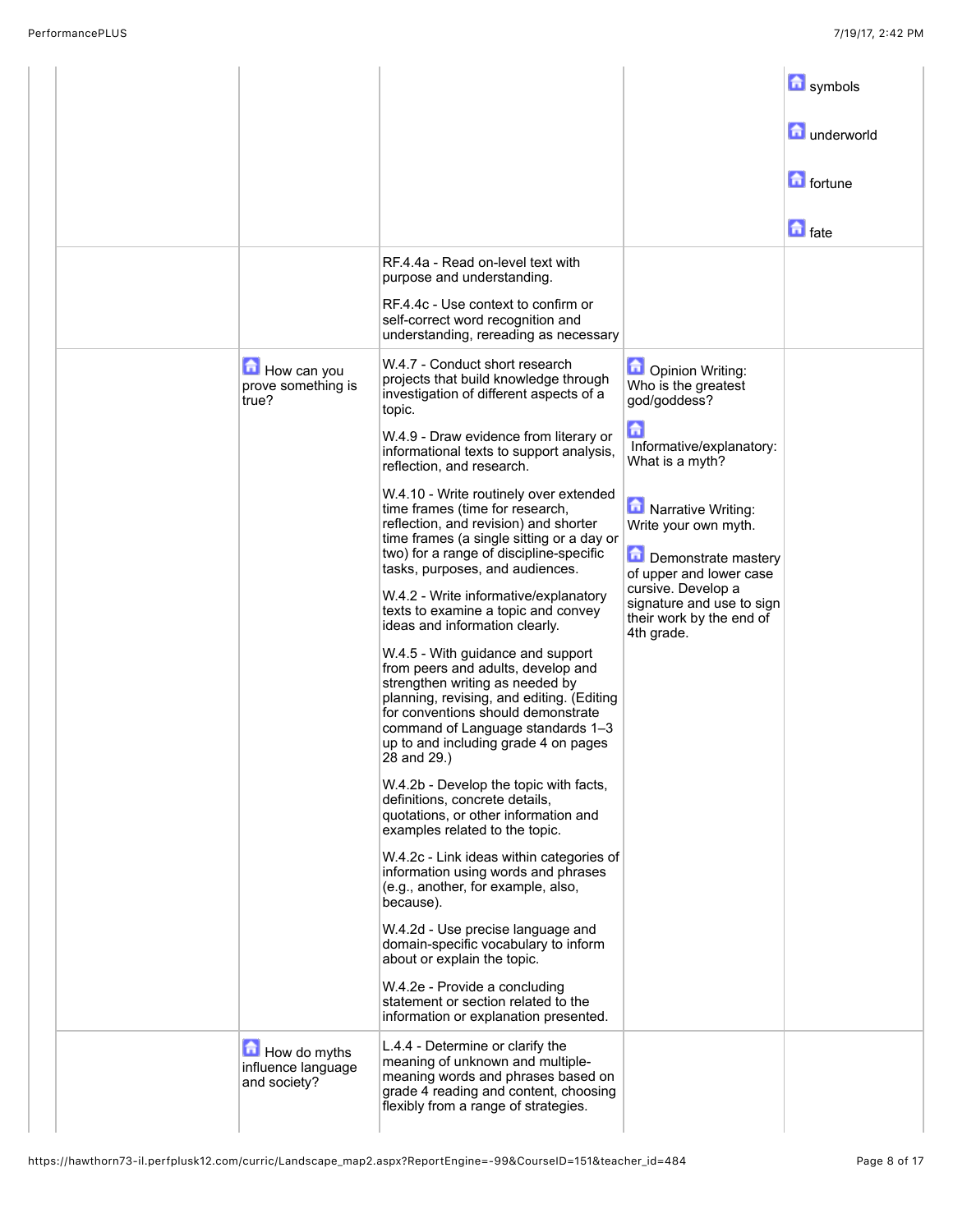| | | | | |
|---|---|---|---|---|
| | | | | symbols<br><br>underworld<br><br>fortune<br><br>fate |
| | | RF.4.4a - Read on-level text with purpose and understanding.<br><br>RF.4.4c - Use context to confirm or self-correct word recognition and understanding, rereading as necessary | | |
| | How can you prove something is true? | W.4.7 - Conduct short research projects that build knowledge through investigation of different aspects of a topic.<br><br>W.4.9 - Draw evidence from literary or informational texts to support analysis, reflection, and research.<br><br>W.4.10 - Write routinely over extended time frames (time for research, reflection, and revision) and shorter time frames (a single sitting or a day or two) for a range of discipline-specific tasks, purposes, and audiences.<br><br>W.4.2 - Write informative/explanatory texts to examine a topic and convey ideas and information clearly.<br><br>W.4.5 - With guidance and support from peers and adults, develop and strengthen writing as needed by planning, revising, and editing. (Editing for conventions should demonstrate command of Language standards 1–3 up to and including grade 4 on pages 28 and 29.)<br><br>W.4.2b - Develop the topic with facts, definitions, concrete details, quotations, or other information and examples related to the topic.<br><br>W.4.2c - Link ideas within categories of information using words and phrases (e.g., another, for example, also, because).<br><br>W.4.2d - Use precise language and domain-specific vocabulary to inform about or explain the topic.<br><br>W.4.2e - Provide a concluding statement or section related to the information or explanation presented. | Opinion Writing: Who is the greatest god/goddess?<br><br>Informative/explanatory: What is a myth?<br><br>Narrative Writing: Write your own myth.<br><br>Demonstrate mastery of upper and lower case cursive. Develop a signature and use to sign their work by the end of 4th grade. | |
| | How do myths influence language and society? | L.4.4 - Determine or clarify the meaning of unknown and multiple-meaning words and phrases based on grade 4 reading and content, choosing flexibly from a range of strategies. | | |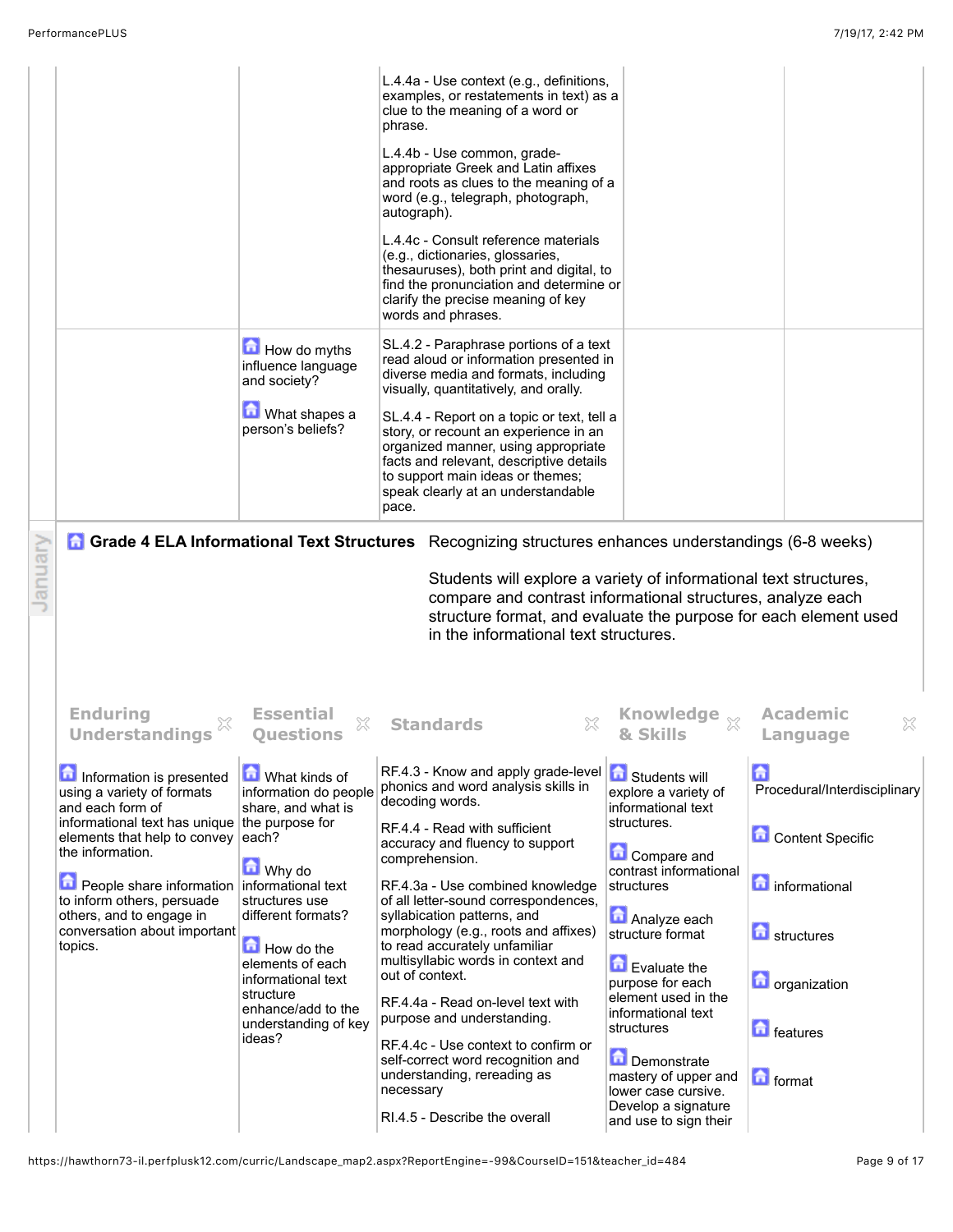| | | | | |
|---|---|---|---|---|
| | | L.4.4a - Use context (e.g., definitions, examples, or restatements in text) as a clue to the meaning of a word or phrase.<br><br>L.4.4b - Use common, grade-appropriate Greek and Latin affixes and roots as clues to the meaning of a word (e.g., telegraph, photograph, autograph).<br><br>L.4.4c - Consult reference materials (e.g., dictionaries, glossaries, thesauruses), both print and digital, to find the pronunciation and determine or clarify the precise meaning of key words and phrases. | | |
| | How do myths influence language and society?<br><br>What shapes a person's beliefs? | SL.4.2 - Paraphrase portions of a text read aloud or information presented in diverse media and formats, including visually, quantitatively, and orally.<br><br>SL.4.4 - Report on a topic or text, tell a story, or recount an experience in an organized manner, using appropriate facts and relevant, descriptive details to support main ideas or themes; speak clearly at an understandable pace. | | |

January

## Grade 4 ELA Informational Text Structures

Recognizing structures enhances understandings (6-8 weeks)

Students will explore a variety of informational text structures, compare and contrast informational structures, analyze each structure format, and evaluate the purpose for each element used in the informational text structures.

| Enduring Understandings | Essential Questions | Standards | Knowledge & Skills | Academic Language |
|---|---|---|---|---|
| Information is presented using a variety of formats and each form of informational text has unique elements that help to convey the information.<br><br>People share information to inform others, persuade others, and to engage in conversation about important topics. | What kinds of information do people share, and what is the purpose for each?<br><br>Why do informational text structures use different formats?<br><br>How do the elements of each informational text structure enhance/add to the understanding of key ideas? | RF.4.3 - Know and apply grade-level phonics and word analysis skills in decoding words.<br><br>RF.4.4 - Read with sufficient accuracy and fluency to support comprehension.<br><br>RF.4.3a - Use combined knowledge of all letter-sound correspondences, syllabication patterns, and morphology (e.g., roots and affixes) to read accurately unfamiliar multisyllabic words in context and out of context.<br><br>RF.4.4a - Read on-level text with purpose and understanding.<br><br>RF.4.4c - Use context to confirm or self-correct word recognition and understanding, rereading as necessary<br><br>RI.4.5 - Describe the overall | Students will explore a variety of informational text structures.<br><br>Compare and contrast informational structures<br><br>Analyze each structure format<br><br>Evaluate the purpose for each element used in the informational text structures<br><br>Demonstrate mastery of upper and lower case cursive. Develop a signature and use to sign their | Procedural/Interdisciplinary<br><br>Content Specific<br><br>informational<br><br>structures<br><br>organization<br><br>features<br><br>format |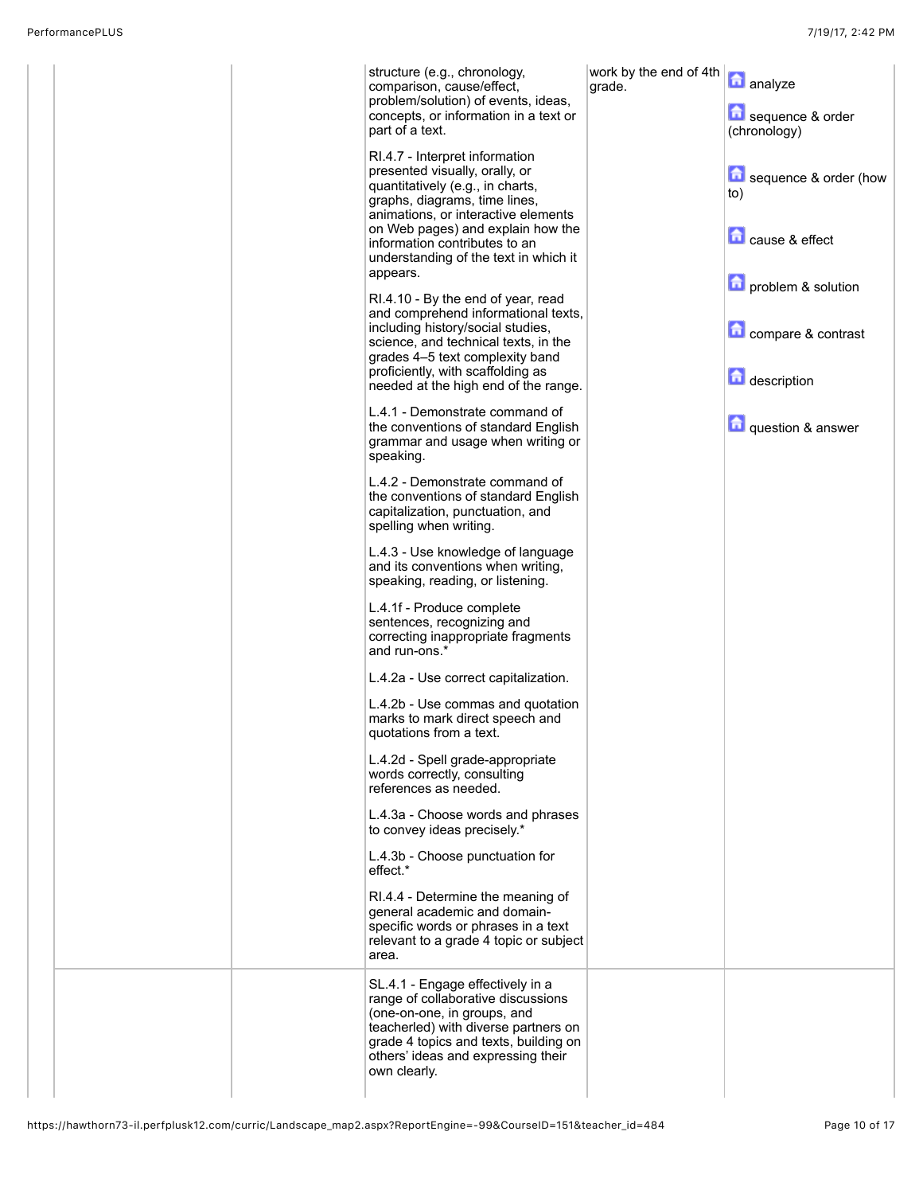| | | | | |
|---|---|---|---|---|
| | | structure (e.g., chronology, comparison, cause/effect, problem/solution) of events, ideas, concepts, or information in a text or part of a text.<br><br>RI.4.7 - Interpret information presented visually, orally, or quantitatively (e.g., in charts, graphs, diagrams, time lines, animations, or interactive elements on Web pages) and explain how the information contributes to an understanding of the text in which it appears.<br><br>RI.4.10 - By the end of year, read and comprehend informational texts, including history/social studies, science, and technical texts, in the grades 4–5 text complexity band proficiently, with scaffolding as needed at the high end of the range.<br><br>L.4.1 - Demonstrate command of the conventions of standard English grammar and usage when writing or speaking.<br><br>L.4.2 - Demonstrate command of the conventions of standard English capitalization, punctuation, and spelling when writing.<br><br>L.4.3 - Use knowledge of language and its conventions when writing, speaking, reading, or listening.<br><br>L.4.1f - Produce complete sentences, recognizing and correcting inappropriate fragments and run-ons.*<br><br>L.4.2a - Use correct capitalization.<br><br>L.4.2b - Use commas and quotation marks to mark direct speech and quotations from a text.<br><br>L.4.2d - Spell grade-appropriate words correctly, consulting references as needed.<br><br>L.4.3a - Choose words and phrases to convey ideas precisely.*<br><br>L.4.3b - Choose punctuation for effect.*<br><br>RI.4.4 - Determine the meaning of general academic and domain-specific words or phrases in a text relevant to a grade 4 topic or subject area. | work by the end of 4th grade. | analyze<br><br>sequence & order (chronology)<br><br>sequence & order (how to)<br><br>cause & effect<br><br>problem & solution<br><br>compare & contrast<br><br>description<br><br>question & answer |
| | | SL.4.1 - Engage effectively in a range of collaborative discussions (one-on-one, in groups, and teacherled) with diverse partners on grade 4 topics and texts, building on others' ideas and expressing their own clearly. | | |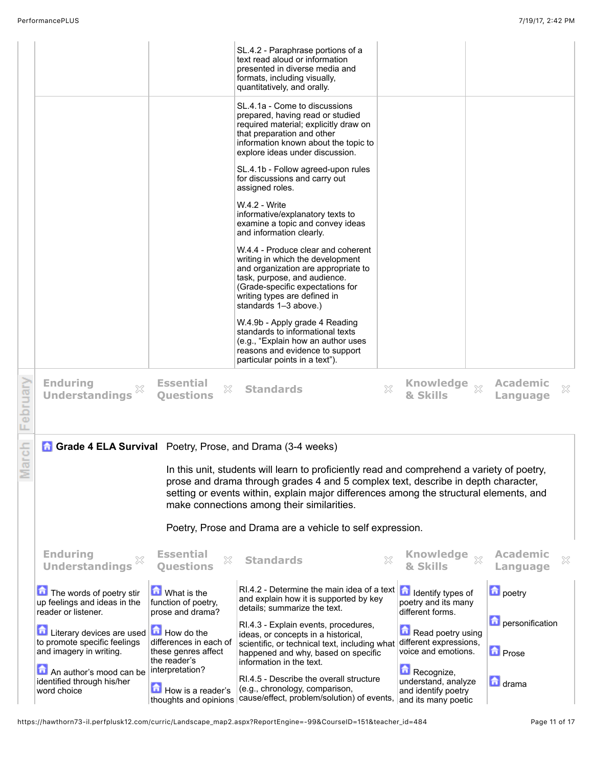| | | | | |
|---|---|---|---|---|
| | | SL.4.2 - Paraphrase portions of a text read aloud or information presented in diverse media and formats, including visually, quantitatively, and orally. | | |
| | | SL.4.1a - Come to discussions prepared, having read or studied required material; explicitly draw on that preparation and other information known about the topic to explore ideas under discussion.<br><br>SL.4.1b - Follow agreed-upon rules for discussions and carry out assigned roles.<br><br>W.4.2 - Write informative/explanatory texts to examine a topic and convey ideas and information clearly.<br><br>W.4.4 - Produce clear and coherent writing in which the development and organization are appropriate to task, purpose, and audience. (Grade-specific expectations for writing types are defined in standards 1–3 above.)<br><br>W.4.9b - Apply grade 4 Reading standards to informational texts (e.g., "Explain how an author uses reasons and evidence to support particular points in a text"). | | |

## February

| Enduring Understandings | Essential Questions | Standards | Knowledge & Skills | Academic Language |
|---|---|---|---|---|

## March

**Grade 4 ELA Survival** Poetry, Prose, and Drama (3-4 weeks)

In this unit, students will learn to proficiently read and comprehend a variety of poetry, prose and drama through grades 4 and 5 complex text, describe in depth character, setting or events within, explain major differences among the structural elements, and make connections among their similarities.

Poetry, Prose and Drama are a vehicle to self expression.

| Enduring Understandings | Essential Questions | Standards | Knowledge & Skills | Academic Language |
|---|---|---|---|---|
| The words of poetry stir up feelings and ideas in the reader or listener.<br><br>Literary devices are used to promote specific feelings and imagery in writing.<br><br>An author's mood can be identified through his/her word choice | What is the function of poetry, prose and drama?<br><br>How do the differences in each of these genres affect the reader's interpretation?<br><br>How is a reader's thoughts and opinions | RI.4.2 - Determine the main idea of a text and explain how it is supported by key details; summarize the text.<br><br>RI.4.3 - Explain events, procedures, ideas, or concepts in a historical, scientific, or technical text, including what happened and why, based on specific information in the text.<br><br>RI.4.5 - Describe the overall structure (e.g., chronology, comparison, cause/effect, problem/solution) of events, | Identify types of poetry and its many different forms.<br><br>Read poetry using different expressions, voice and emotions.<br><br>Recognize, understand, analyze and identify poetry and its many poetic | poetry<br><br>personification<br><br>Prose<br><br>drama |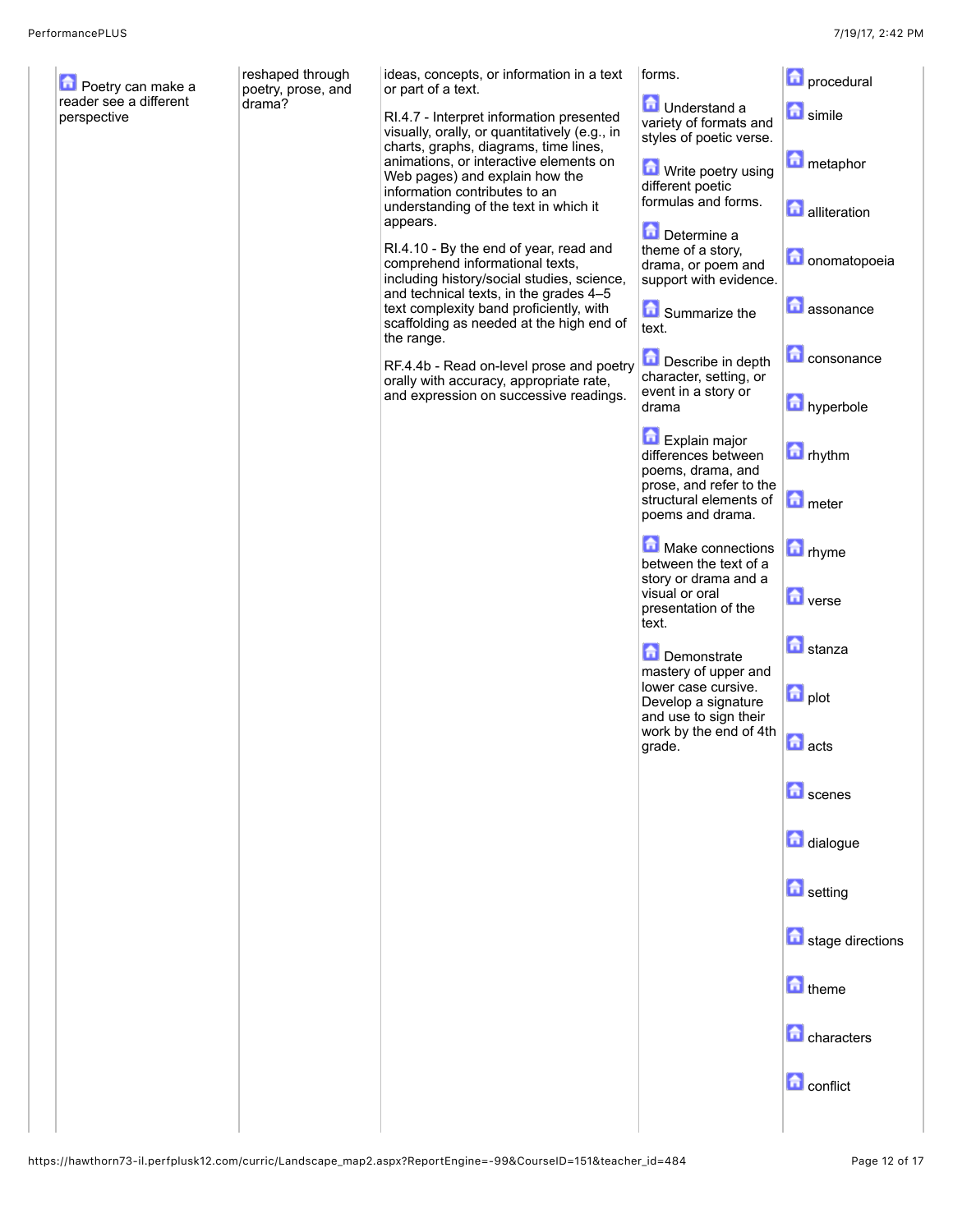|  | Poetry can make a reader see a different perspective | reshaped through poetry, prose, and drama? | ideas, concepts, or information in a text or part of a text.<br><br>RI.4.7 - Interpret information presented visually, orally, or quantitatively (e.g., in charts, graphs, diagrams, time lines, animations, or interactive elements on Web pages) and explain how the information contributes to an understanding of the text in which it appears.<br><br>RI.4.10 - By the end of year, read and comprehend informational texts, including history/social studies, science, and technical texts, in the grades 4–5 text complexity band proficiently, with scaffolding as needed at the high end of the range.<br><br>RF.4.4b - Read on-level prose and poetry orally with accuracy, appropriate rate, and expression on successive readings. | forms.<br><br>Understand a variety of formats and styles of poetic verse.<br><br>Write poetry using different poetic formulas and forms.<br><br>Determine a theme of a story, drama, or poem and support with evidence.<br><br>Summarize the text.<br><br>Describe in depth character, setting, or event in a story or drama<br><br>Explain major differences between poems, drama, and prose, and refer to the structural elements of poems and drama.<br><br>Make connections between the text of a story or drama and a visual or oral presentation of the text.<br><br>Demonstrate mastery of upper and lower case cursive. Develop a signature and use to sign their work by the end of 4th grade. | procedural<br><br>simile<br><br>metaphor<br><br>alliteration<br><br>onomatopoeia<br><br>assonance<br><br>consonance<br><br>hyperbole<br><br>rhythm<br><br>meter<br><br>rhyme<br><br>verse<br><br>stanza<br><br>plot<br><br>acts<br><br>scenes<br><br>dialogue<br><br>setting<br><br>stage directions<br><br>theme<br><br>characters<br><br>conflict |
|---|---|---|---|---|---|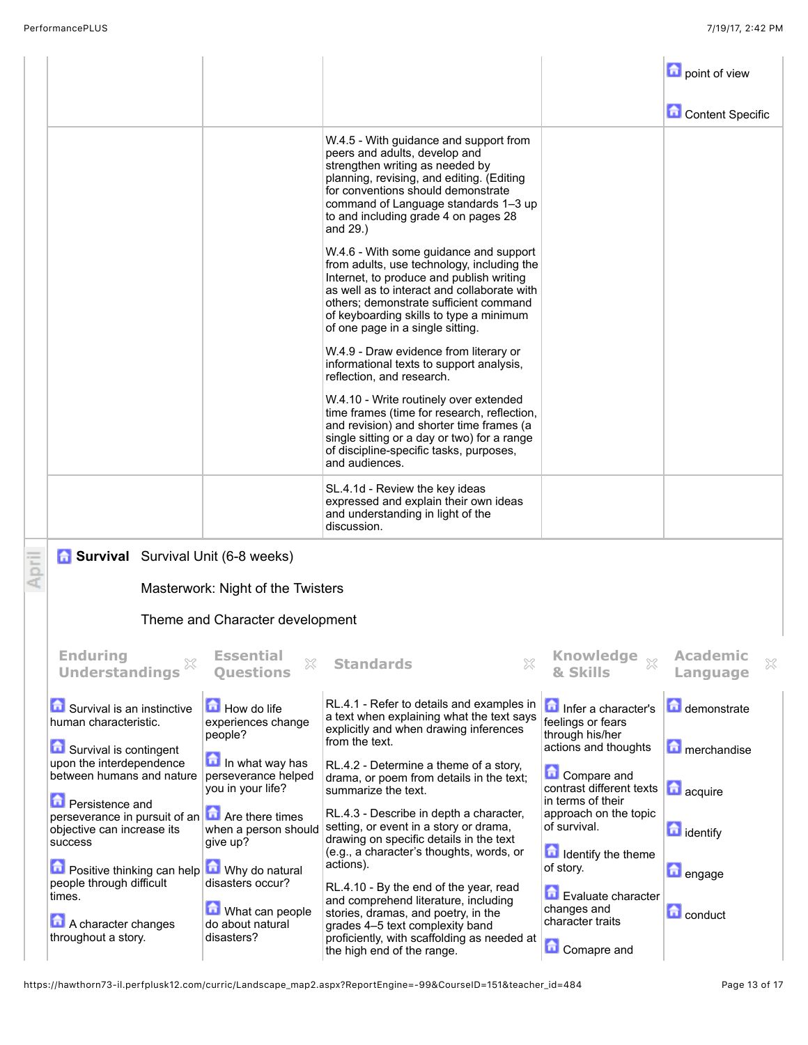| | | | | |
|---|---|---|---|---|
| | | | | point of view<br><br>Content Specific |
| | | W.4.5 - With guidance and support from peers and adults, develop and strengthen writing as needed by planning, revising, and editing. (Editing for conventions should demonstrate command of Language standards 1–3 up to and including grade 4 on pages 28 and 29.)<br><br>W.4.6 - With some guidance and support from adults, use technology, including the Internet, to produce and publish writing as well as to interact and collaborate with others; demonstrate sufficient command of keyboarding skills to type a minimum of one page in a single sitting.<br><br>W.4.9 - Draw evidence from literary or informational texts to support analysis, reflection, and research.<br><br>W.4.10 - Write routinely over extended time frames (time for research, reflection, and revision) and shorter time frames (a single sitting or a day or two) for a range of discipline-specific tasks, purposes, and audiences. | | |
| | | SL.4.1d - Review the key ideas expressed and explain their own ideas and understanding in light of the discussion. | | |

April

**Survival** Survival Unit (6-8 weeks)

Masterwork: Night of the Twisters

Theme and Character development

| Enduring Understandings | Essential Questions | Standards | Knowledge & Skills | Academic Language |
|---|---|---|---|---|
| Survival is an instinctive human characteristic.<br><br>Survival is contingent upon the interdependence between humans and nature<br><br>Persistence and perseverance in pursuit of an objective can increase its success<br><br>Positive thinking can help people through difficult times.<br><br>A character changes throughout a story. | How do life experiences change people?<br><br>In what way has perseverance helped you in your life?<br><br>Are there times when a person should give up?<br><br>Why do natural disasters occur?<br><br>What can people do about natural disasters? | RL.4.1 - Refer to details and examples in a text when explaining what the text says explicitly and when drawing inferences from the text.<br><br>RL.4.2 - Determine a theme of a story, drama, or poem from details in the text; summarize the text.<br><br>RL.4.3 - Describe in depth a character, setting, or event in a story or drama, drawing on specific details in the text (e.g., a character's thoughts, words, or actions).<br><br>RL.4.10 - By the end of the year, read and comprehend literature, including stories, dramas, and poetry, in the grades 4–5 text complexity band proficiently, with scaffolding as needed at the high end of the range. | Infer a character's feelings or fears through his/her actions and thoughts<br><br>Compare and contrast different texts in terms of their approach on the topic of survival.<br><br>Identify the theme of story.<br><br>Evaluate character changes and character traits<br><br>Comapre and | demonstrate<br><br>merchandise<br><br>acquire<br><br>identify<br><br>engage<br><br>conduct |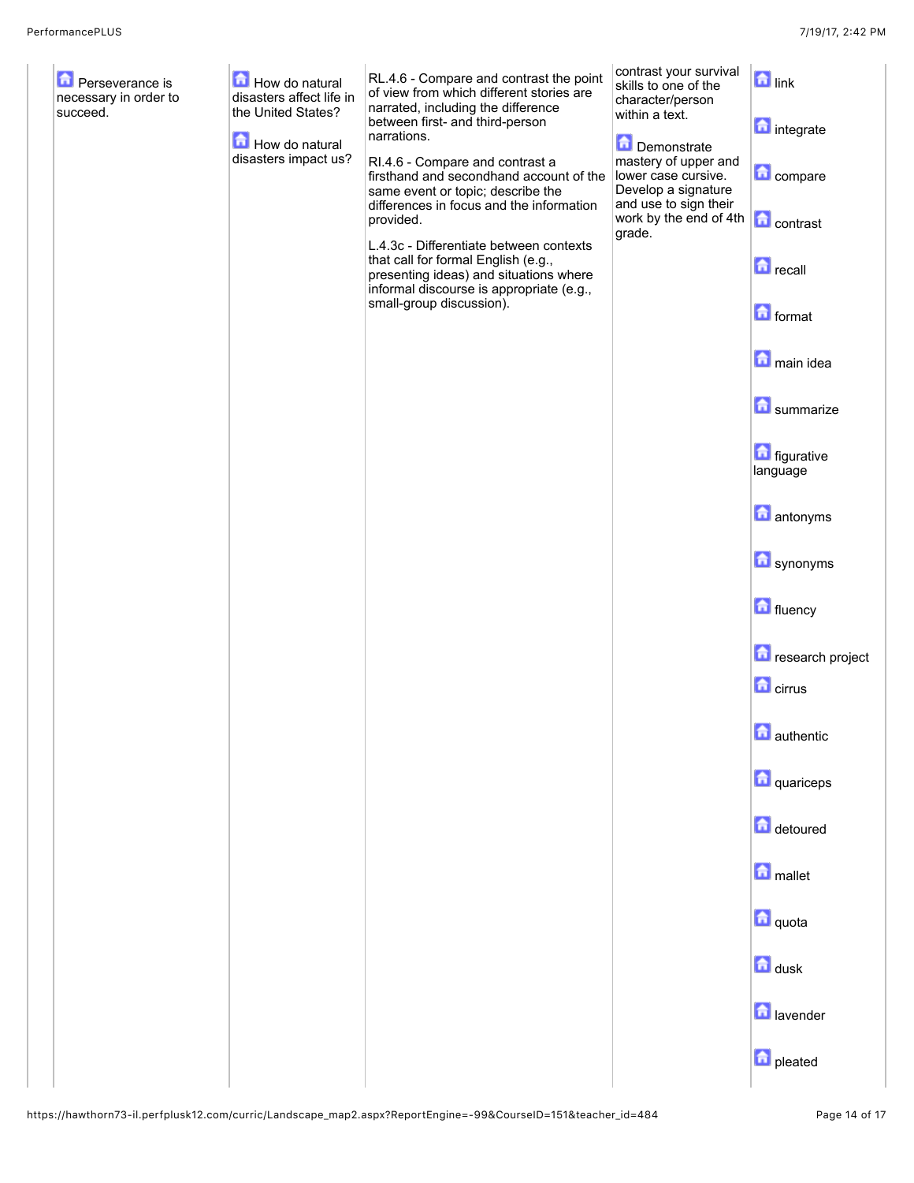| | | | | | |
|---|---|---|---|---|---|
| | Perseverance is necessary in order to succeed. | How do natural disasters affect life in the United States?<br><br>How do natural disasters impact us? | RL.4.6 - Compare and contrast the point of view from which different stories are narrated, including the difference between first- and third-person narrations.<br><br>RI.4.6 - Compare and contrast a firsthand and secondhand account of the same event or topic; describe the differences in focus and the information provided.<br><br>L.4.3c - Differentiate between contexts that call for formal English (e.g., presenting ideas) and situations where informal discourse is appropriate (e.g., small-group discussion). | contrast your survival skills to one of the character/person within a text.<br><br>Demonstrate mastery of upper and lower case cursive. Develop a signature and use to sign their work by the end of 4th grade. | link<br><br>integrate<br><br>compare<br><br>contrast<br><br>recall<br><br>format<br><br>main idea<br><br>summarize<br><br>figurative language<br><br>antonyms<br><br>synonyms<br><br>fluency<br><br>research project<br><br>cirrus<br><br>authentic<br><br>quariceps<br><br>detoured<br><br>mallet<br><br>quota<br><br>dusk<br><br>lavender<br><br>pleated |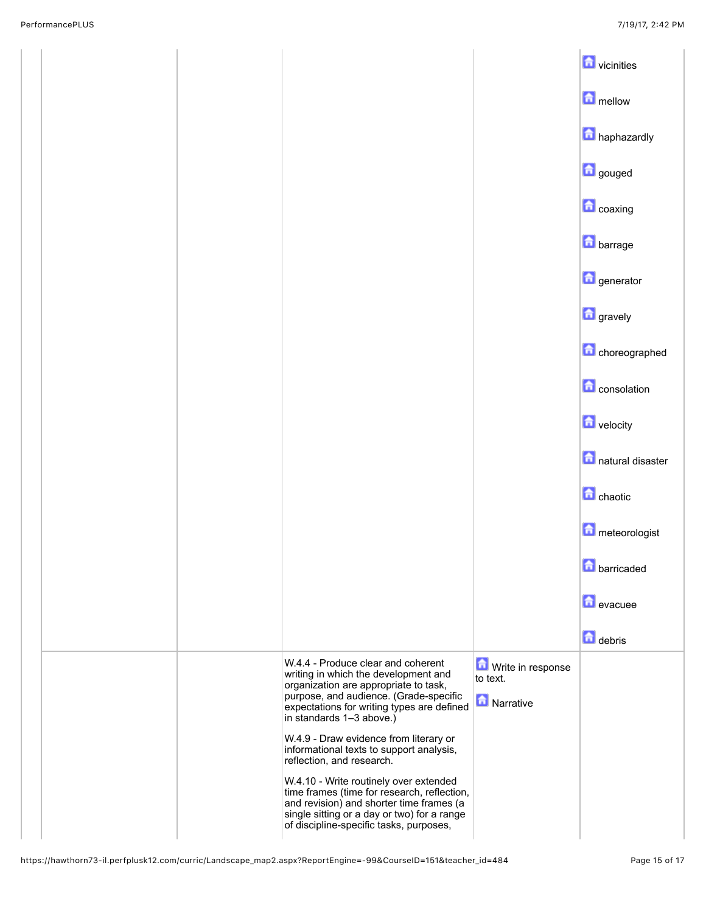| | | | | |
|---|---|---|---|---|
| | | | | vicinities<br><br>mellow<br><br>haphazardly<br><br>gouged<br><br>coaxing<br><br>barrage<br><br>generator<br><br>gravely<br><br>choreographed<br><br>consolation<br><br>velocity<br><br>natural disaster<br><br>chaotic<br><br>meteorologist<br><br>barricaded<br><br>evacuee<br><br>debris |
| | | W.4.4 - Produce clear and coherent writing in which the development and organization are appropriate to task, purpose, and audience. (Grade-specific expectations for writing types are defined in standards 1–3 above.)<br><br>W.4.9 - Draw evidence from literary or informational texts to support analysis, reflection, and research.<br><br>W.4.10 - Write routinely over extended time frames (time for research, reflection, and revision) and shorter time frames (a single sitting or a day or two) for a range of discipline-specific tasks, purposes, | Write in response to text.<br><br>Narrative | |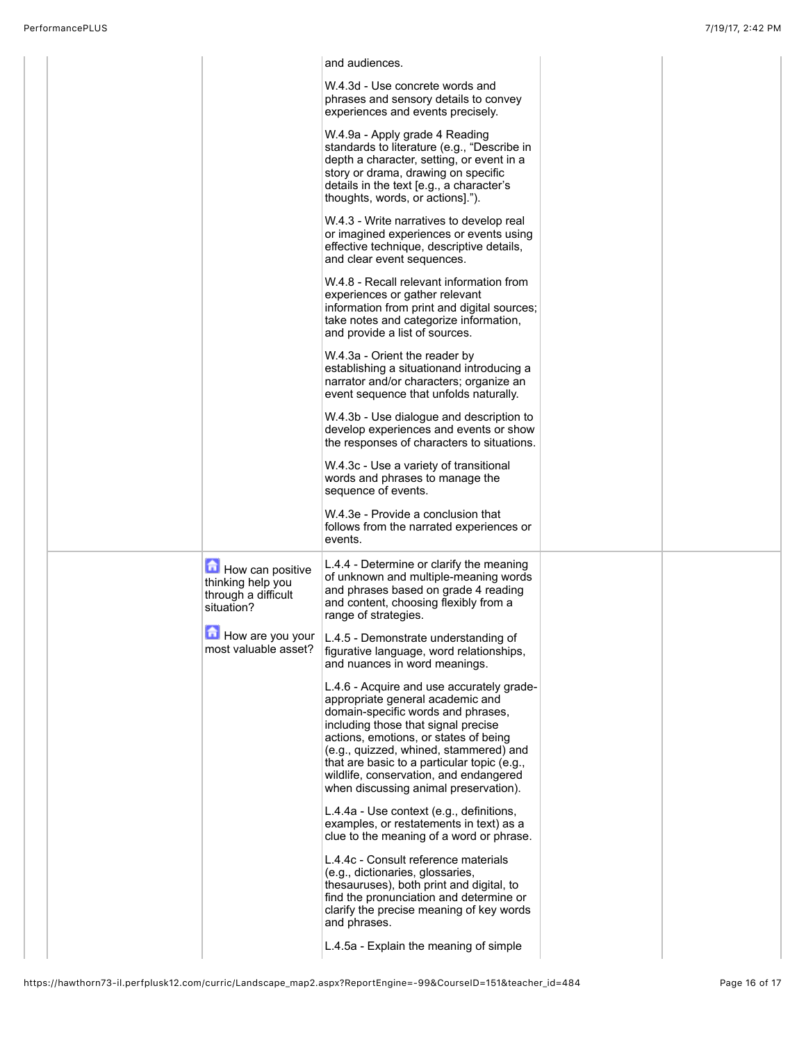| | | | | |
|---|---|---|---|---|
| | | and audiences.<br><br>W.4.3d - Use concrete words and phrases and sensory details to convey experiences and events precisely.<br><br>W.4.9a - Apply grade 4 Reading standards to literature (e.g., "Describe in depth a character, setting, or event in a story or drama, drawing on specific details in the text [e.g., a character's thoughts, words, or actions].").<br><br>W.4.3 - Write narratives to develop real or imagined experiences or events using effective technique, descriptive details, and clear event sequences.<br><br>W.4.8 - Recall relevant information from experiences or gather relevant information from print and digital sources; take notes and categorize information, and provide a list of sources.<br><br>W.4.3a - Orient the reader by establishing a situationand introducing a narrator and/or characters; organize an event sequence that unfolds naturally.<br><br>W.4.3b - Use dialogue and description to develop experiences and events or show the responses of characters to situations.<br><br>W.4.3c - Use a variety of transitional words and phrases to manage the sequence of events.<br><br>W.4.3e - Provide a conclusion that follows from the narrated experiences or events. | | |
| | How can positive thinking help you through a difficult situation?<br><br>How are you your most valuable asset? | L.4.4 - Determine or clarify the meaning of unknown and multiple-meaning words and phrases based on grade 4 reading and content, choosing flexibly from a range of strategies.<br><br>L.4.5 - Demonstrate understanding of figurative language, word relationships, and nuances in word meanings.<br><br>L.4.6 - Acquire and use accurately grade-appropriate general academic and domain-specific words and phrases, including those that signal precise actions, emotions, or states of being (e.g., quizzed, whined, stammered) and that are basic to a particular topic (e.g., wildlife, conservation, and endangered when discussing animal preservation).<br><br>L.4.4a - Use context (e.g., definitions, examples, or restatements in text) as a clue to the meaning of a word or phrase.<br><br>L.4.4c - Consult reference materials (e.g., dictionaries, glossaries, thesauruses), both print and digital, to find the pronunciation and determine or clarify the precise meaning of key words and phrases.<br><br>L.4.5a - Explain the meaning of simple | | |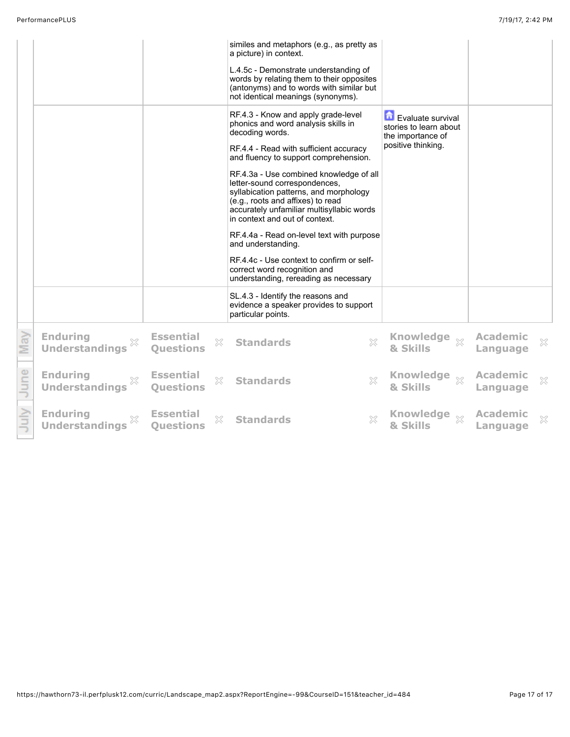| | | | | |
|---|---|---|---|---|
| | | similes and metaphors (e.g., as pretty as a picture) in context.<br><br>L.4.5c - Demonstrate understanding of words by relating them to their opposites (antonyms) and to words with similar but not identical meanings (synonyms). | | |
| | | RF.4.3 - Know and apply grade-level phonics and word analysis skills in decoding words.<br><br>RF.4.4 - Read with sufficient accuracy and fluency to support comprehension.<br><br>RF.4.3a - Use combined knowledge of all letter-sound correspondences, syllabication patterns, and morphology (e.g., roots and affixes) to read accurately unfamiliar multisyllabic words in context and out of context.<br><br>RF.4.4a - Read on-level text with purpose and understanding.<br><br>RF.4.4c - Use context to confirm or self-correct word recognition and understanding, rereading as necessary | Evaluate survival stories to learn about the importance of positive thinking. | |
| | | SL.4.3 - Identify the reasons and evidence a speaker provides to support particular points. | | |

| Month | Enduring Understandings | Essential Questions | Standards | Knowledge & Skills | Academic Language |
|---|---|---|---|---|---|
| May | | | | | |
| June | | | | | |
| July | | | | | |